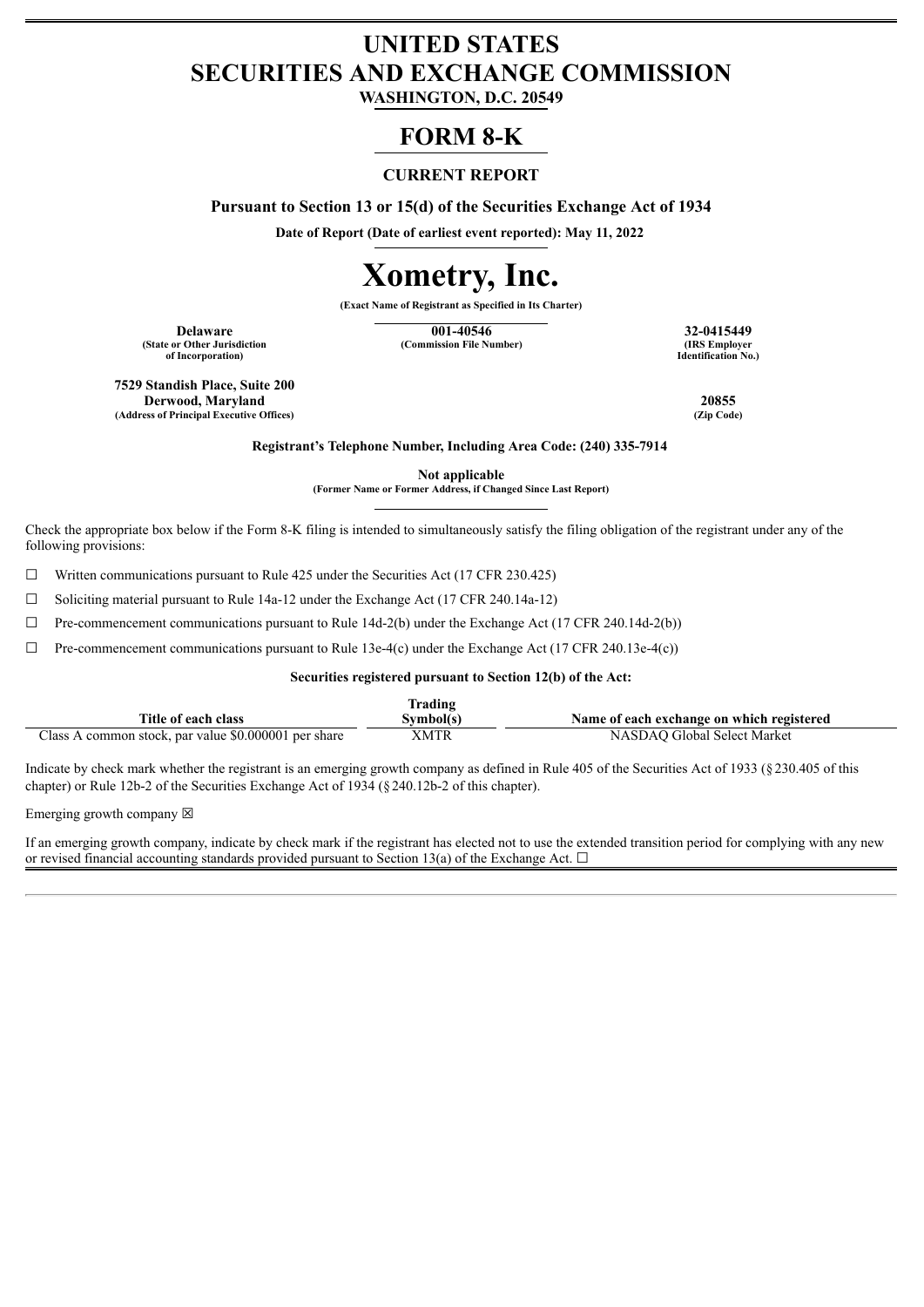# UNITED STATES
# SECURITIES AND EXCHANGE COMMISSION

**WASHINGTON, D.C. 20549**

# FORM 8-K

**CURRENT REPORT**

**Pursuant to Section 13 or 15(d) of the Securities Exchange Act of 1934**

**Date of Report (Date of earliest event reported): May 11, 2022**

# Xometry, Inc.

**(Exact Name of Registrant as Specified in Its Charter)**

| **Delaware** | **001-40546** | **32-0415449** |
|---|---|---|
| **(State or Other Jurisdiction of Incorporation)** | **(Commission File Number)** | **(IRS Employer Identification No.)** |

| | |
|---|---|
| **7529 Standish Place, Suite 200** | |
| **Derwood, Maryland** | **20855** |
| **(Address of Principal Executive Offices)** | **(Zip Code)** |

**Registrant's Telephone Number, Including Area Code: (240) 335-7914**

**Not applicable**
**(Former Name or Former Address, if Changed Since Last Report)**

Check the appropriate box below if the Form 8-K filing is intended to simultaneously satisfy the filing obligation of the registrant under any of the following provisions:

☐ Written communications pursuant to Rule 425 under the Securities Act (17 CFR 230.425)

☐ Soliciting material pursuant to Rule 14a-12 under the Exchange Act (17 CFR 240.14a-12)

☐ Pre-commencement communications pursuant to Rule 14d-2(b) under the Exchange Act (17 CFR 240.14d-2(b))

☐ Pre-commencement communications pursuant to Rule 13e-4(c) under the Exchange Act (17 CFR 240.13e-4(c))

**Securities registered pursuant to Section 12(b) of the Act:**

| Title of each class | Trading Symbol(s) | Name of each exchange on which registered |
|---|---|---|
| Class A common stock, par value $0.000001 per share | XMTR | NASDAQ Global Select Market |

Indicate by check mark whether the registrant is an emerging growth company as defined in Rule 405 of the Securities Act of 1933 (§230.405 of this chapter) or Rule 12b-2 of the Securities Exchange Act of 1934 (§240.12b-2 of this chapter).

Emerging growth company ☒

If an emerging growth company, indicate by check mark if the registrant has elected not to use the extended transition period for complying with any new or revised financial accounting standards provided pursuant to Section 13(a) of the Exchange Act. ☐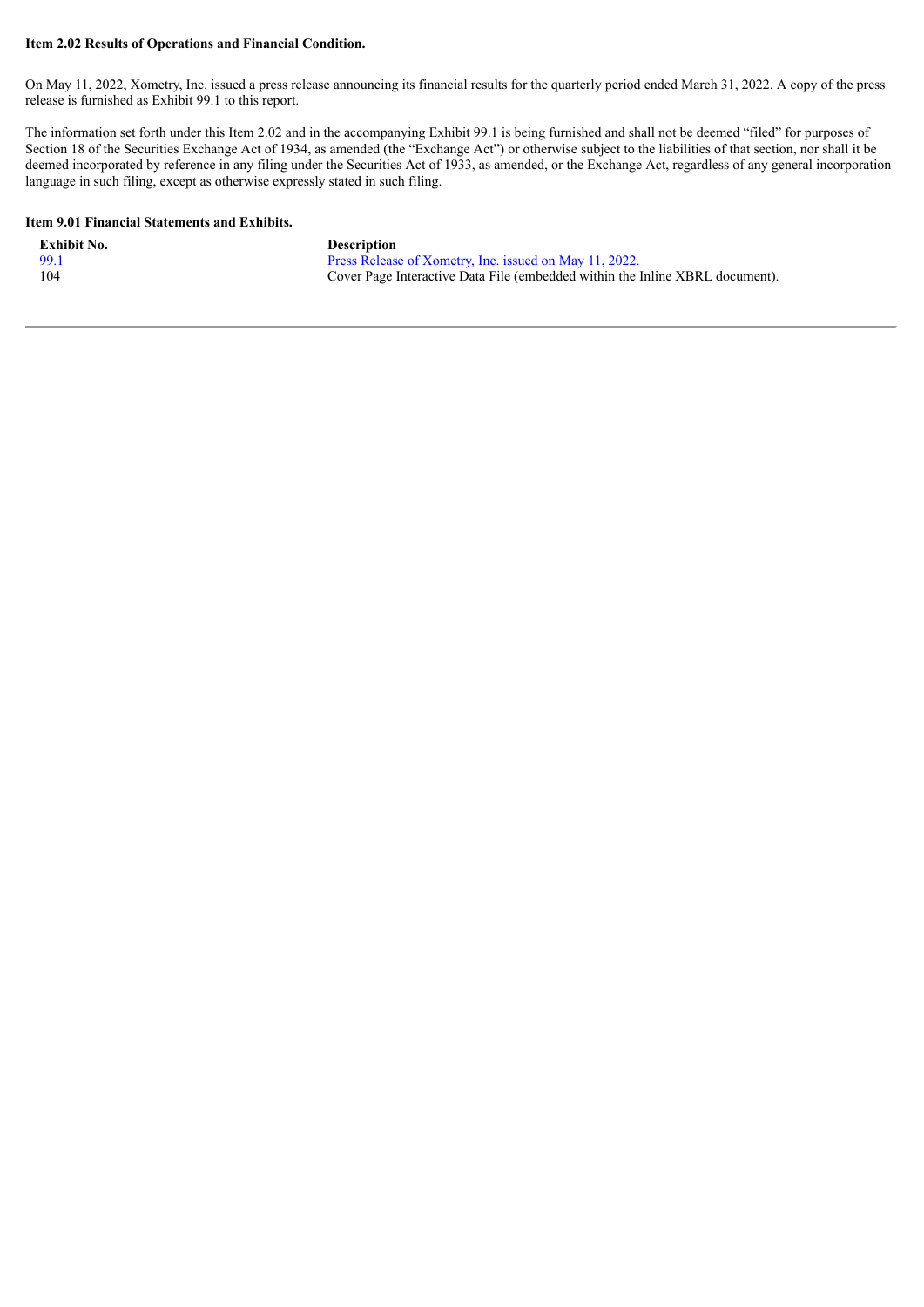**Item 2.02 Results of Operations and Financial Condition.**

On May 11, 2022, Xometry, Inc. issued a press release announcing its financial results for the quarterly period ended March 31, 2022. A copy of the press release is furnished as Exhibit 99.1 to this report.

The information set forth under this Item 2.02 and in the accompanying Exhibit 99.1 is being furnished and shall not be deemed "filed" for purposes of Section 18 of the Securities Exchange Act of 1934, as amended (the "Exchange Act") or otherwise subject to the liabilities of that section, nor shall it be deemed incorporated by reference in any filing under the Securities Act of 1933, as amended, or the Exchange Act, regardless of any general incorporation language in such filing, except as otherwise expressly stated in such filing.

**Item 9.01 Financial Statements and Exhibits.**

| Exhibit No. | Description |
| --- | --- |
| 99.1 | Press Release of Xometry, Inc. issued on May 11, 2022. |
| 104 | Cover Page Interactive Data File (embedded within the Inline XBRL document). |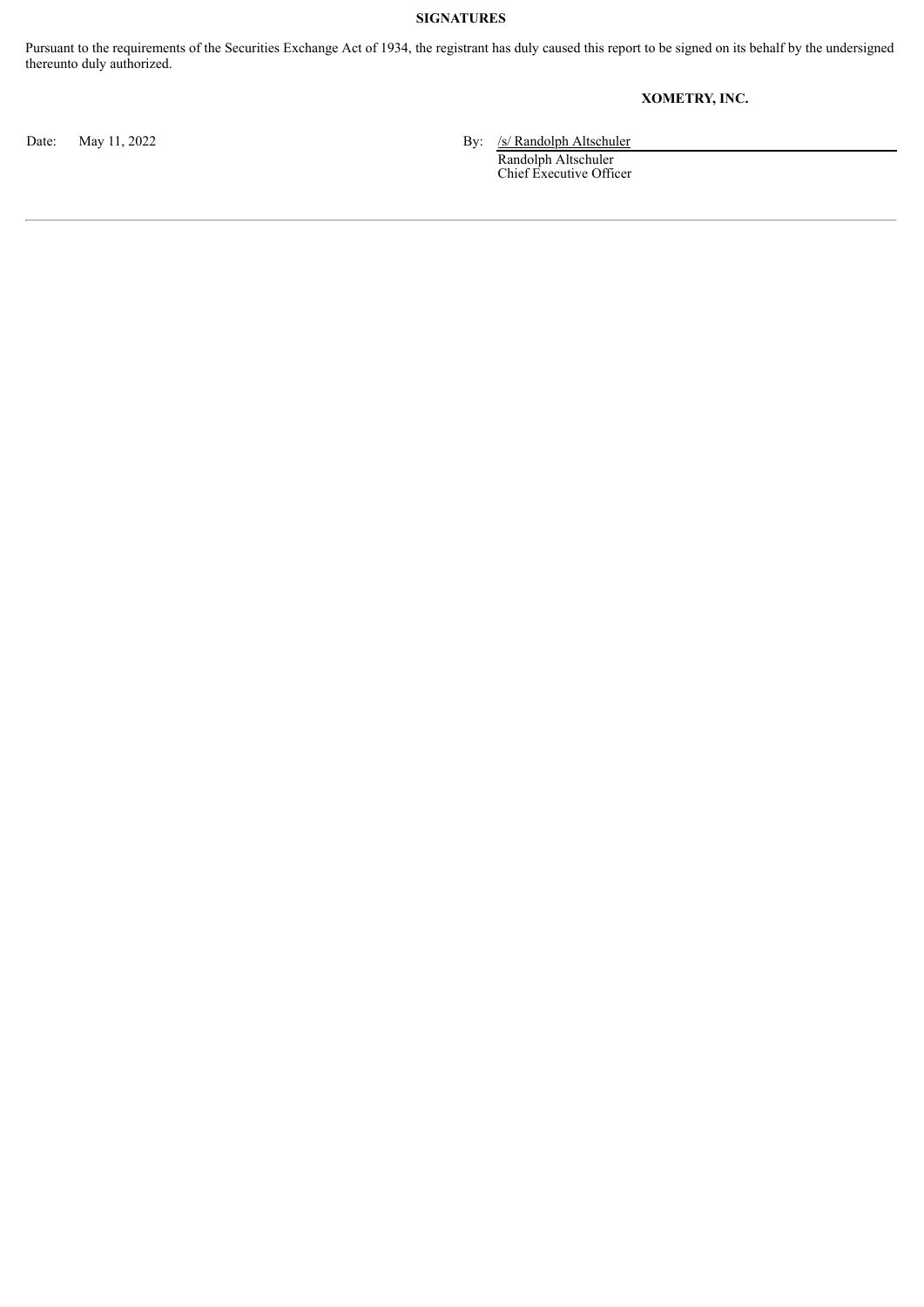**SIGNATURES**

Pursuant to the requirements of the Securities Exchange Act of 1934, the registrant has duly caused this report to be signed on its behalf by the undersigned thereunto duly authorized.

**XOMETRY, INC.**

Date: May 11, 2022

By: /s/ Randolph Altschuler
Randolph Altschuler
Chief Executive Officer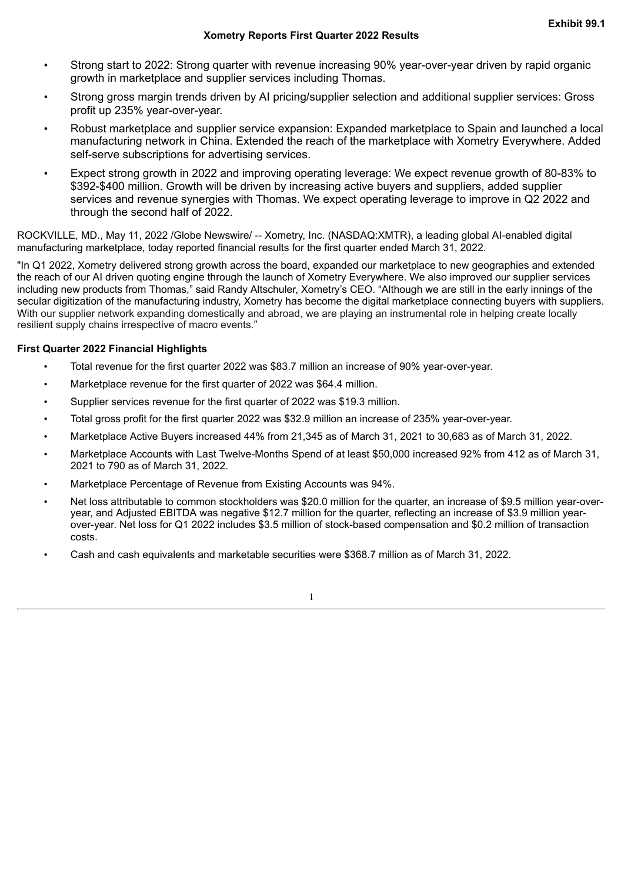**Exhibit 99.1**

# Xometry Reports First Quarter 2022 Results

- Strong start to 2022: Strong quarter with revenue increasing 90% year-over-year driven by rapid organic growth in marketplace and supplier services including Thomas.
- Strong gross margin trends driven by AI pricing/supplier selection and additional supplier services: Gross profit up 235% year-over-year.
- Robust marketplace and supplier service expansion: Expanded marketplace to Spain and launched a local manufacturing network in China. Extended the reach of the marketplace with Xometry Everywhere. Added self-serve subscriptions for advertising services.
- Expect strong growth in 2022 and improving operating leverage: We expect revenue growth of 80-83% to $392-$400 million. Growth will be driven by increasing active buyers and suppliers, added supplier services and revenue synergies with Thomas. We expect operating leverage to improve in Q2 2022 and through the second half of 2022.

ROCKVILLE, MD., May 11, 2022 /Globe Newswire/ -- Xometry, Inc. (NASDAQ:XMTR), a leading global AI-enabled digital manufacturing marketplace, today reported financial results for the first quarter ended March 31, 2022.

"In Q1 2022, Xometry delivered strong growth across the board, expanded our marketplace to new geographies and extended the reach of our AI driven quoting engine through the launch of Xometry Everywhere. We also improved our supplier services including new products from Thomas," said Randy Altschuler, Xometry's CEO. "Although we are still in the early innings of the secular digitization of the manufacturing industry, Xometry has become the digital marketplace connecting buyers with suppliers. With our supplier network expanding domestically and abroad, we are playing an instrumental role in helping create locally resilient supply chains irrespective of macro events."

**First Quarter 2022 Financial Highlights**

- Total revenue for the first quarter 2022 was $83.7 million an increase of 90% year-over-year.
- Marketplace revenue for the first quarter of 2022 was $64.4 million.
- Supplier services revenue for the first quarter of 2022 was $19.3 million.
- Total gross profit for the first quarter 2022 was $32.9 million an increase of 235% year-over-year.
- Marketplace Active Buyers increased 44% from 21,345 as of March 31, 2021 to 30,683 as of March 31, 2022.
- Marketplace Accounts with Last Twelve-Months Spend of at least $50,000 increased 92% from 412 as of March 31, 2021 to 790 as of March 31, 2022.
- Marketplace Percentage of Revenue from Existing Accounts was 94%.
- Net loss attributable to common stockholders was $20.0 million for the quarter, an increase of $9.5 million year-over-year, and Adjusted EBITDA was negative $12.7 million for the quarter, reflecting an increase of $3.9 million year-over-year. Net loss for Q1 2022 includes $3.5 million of stock-based compensation and $0.2 million of transaction costs.
- Cash and cash equivalents and marketable securities were $368.7 million as of March 31, 2022.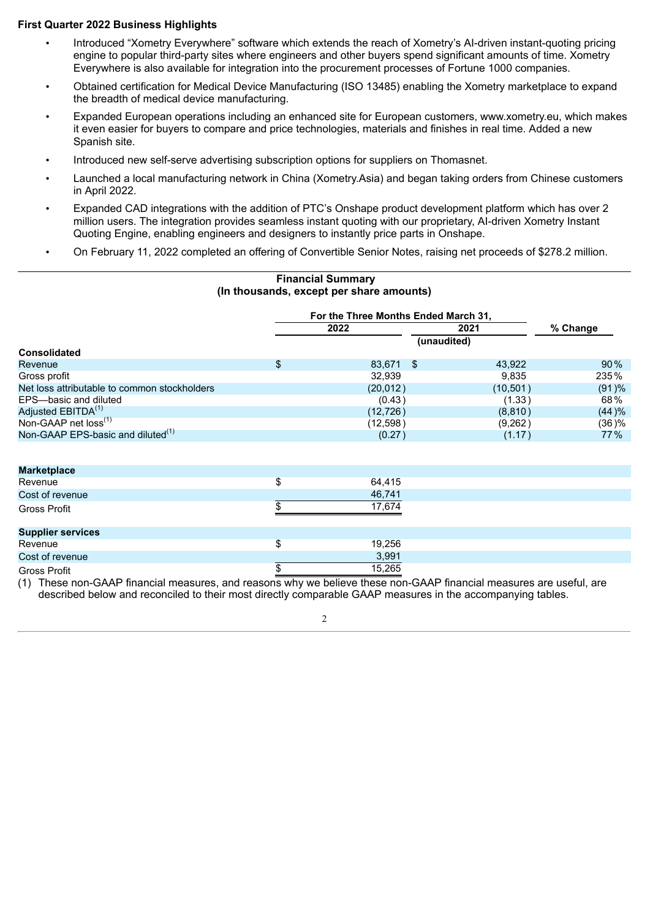**First Quarter 2022 Business Highlights**

- Introduced "Xometry Everywhere" software which extends the reach of Xometry's AI-driven instant-quoting pricing engine to popular third-party sites where engineers and other buyers spend significant amounts of time. Xometry Everywhere is also available for integration into the procurement processes of Fortune 1000 companies.
- Obtained certification for Medical Device Manufacturing (ISO 13485) enabling the Xometry marketplace to expand the breadth of medical device manufacturing.
- Expanded European operations including an enhanced site for European customers, www.xometry.eu, which makes it even easier for buyers to compare and price technologies, materials and finishes in real time. Added a new Spanish site.
- Introduced new self-serve advertising subscription options for suppliers on Thomasnet.
- Launched a local manufacturing network in China (Xometry.Asia) and began taking orders from Chinese customers in April 2022.
- Expanded CAD integrations with the addition of PTC's Onshape product development platform which has over 2 million users. The integration provides seamless instant quoting with our proprietary, AI-driven Xometry Instant Quoting Engine, enabling engineers and designers to instantly price parts in Onshape.
- On February 11, 2022 completed an offering of Convertible Senior Notes, raising net proceeds of $278.2 million.

**Financial Summary**
**(In thousands, except per share amounts)**

| | For the Three Months Ended March 31, | | |
|---|---|---|---|
| | 2022 | 2021 | % Change |
| | | (unaudited) | |
| **Consolidated** | | | |
| Revenue | $ 83,671 | $ 43,922 | 90 % |
| Gross profit | 32,939 | 9,835 | 235 % |
| Net loss attributable to common stockholders | (20,012) | (10,501) | (91)% |
| EPS—basic and diluted | (0.43) | (1.33) | 68 % |
| Adjusted EBITDA[(1)] | (12,726) | (8,810) | (44)% |
| Non-GAAP net loss[(1)] | (12,598) | (9,262) | (36)% |
| Non-GAAP EPS-basic and diluted[(1)] | (0.27) | (1.17) | 77 % |
| | | | |
| **Marketplace** | | | |
| Revenue | $ 64,415 | | |
| Cost of revenue | 46,741 | | |
| Gross Profit | $ 17,674 | | |
| | | | |
| **Supplier services** | | | |
| Revenue | $ 19,256 | | |
| Cost of revenue | 3,991 | | |
| Gross Profit | $ 15,265 | | |

(1) These non-GAAP financial measures, and reasons why we believe these non-GAAP financial measures are useful, are described below and reconciled to their most directly comparable GAAP measures in the accompanying tables.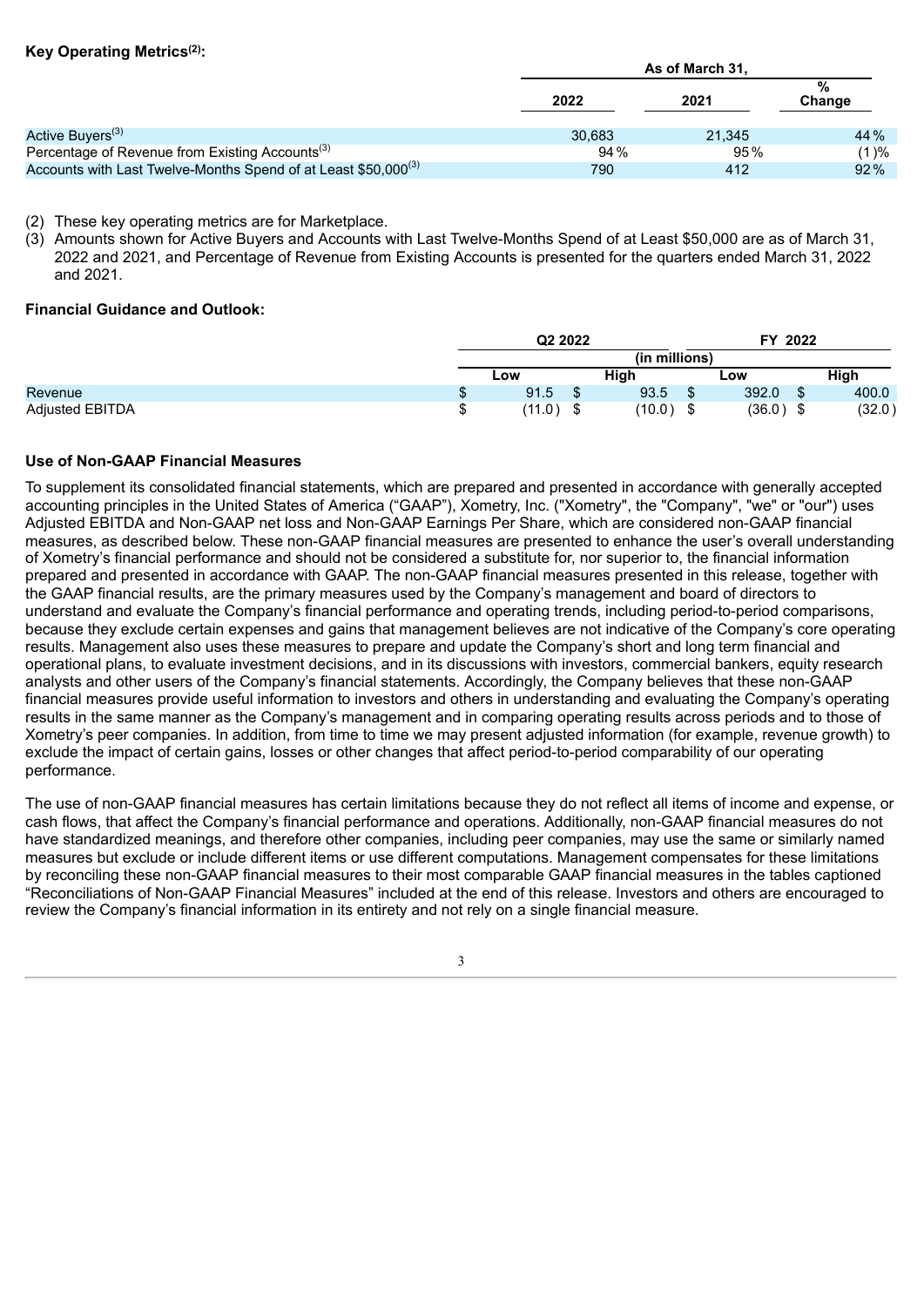**Key Operating Metrics[(2)]:**

| | As of March 31, | | |
|---|---|---|---|
| | 2022 | 2021 | % Change |
| Active Buyers[(3)] | 30,683 | 21,345 | 44 % |
| Percentage of Revenue from Existing Accounts[(3)] | 94 % | 95 % | (1 )% |
| Accounts with Last Twelve-Months Spend of at Least $50,000[(3)] | 790 | 412 | 92 % |

(2) These key operating metrics are for Marketplace.

(3) Amounts shown for Active Buyers and Accounts with Last Twelve-Months Spend of at Least $50,000 are as of March 31, 2022 and 2021, and Percentage of Revenue from Existing Accounts is presented for the quarters ended March 31, 2022 and 2021.

**Financial Guidance and Outlook:**

| | Q2 2022 | | FY 2022 | |
|---|---|---|---|---|
| | (in millions) | | | |
| | Low | High | Low | High |
| Revenue | $ 91.5 | $ 93.5 | $ 392.0 | $ 400.0 |
| Adjusted EBITDA | $ (11.0 ) | $ (10.0 ) | $ (36.0 ) | $ (32.0 ) |

**Use of Non-GAAP Financial Measures**

To supplement its consolidated financial statements, which are prepared and presented in accordance with generally accepted accounting principles in the United States of America ("GAAP"), Xometry, Inc. ("Xometry", the "Company", "we" or "our") uses Adjusted EBITDA and Non-GAAP net loss and Non-GAAP Earnings Per Share, which are considered non-GAAP financial measures, as described below. These non-GAAP financial measures are presented to enhance the user's overall understanding of Xometry's financial performance and should not be considered a substitute for, nor superior to, the financial information prepared and presented in accordance with GAAP. The non-GAAP financial measures presented in this release, together with the GAAP financial results, are the primary measures used by the Company's management and board of directors to understand and evaluate the Company's financial performance and operating trends, including period-to-period comparisons, because they exclude certain expenses and gains that management believes are not indicative of the Company's core operating results. Management also uses these measures to prepare and update the Company's short and long term financial and operational plans, to evaluate investment decisions, and in its discussions with investors, commercial bankers, equity research analysts and other users of the Company's financial statements. Accordingly, the Company believes that these non-GAAP financial measures provide useful information to investors and others in understanding and evaluating the Company's operating results in the same manner as the Company's management and in comparing operating results across periods and to those of Xometry's peer companies. In addition, from time to time we may present adjusted information (for example, revenue growth) to exclude the impact of certain gains, losses or other changes that affect period-to-period comparability of our operating performance.

The use of non-GAAP financial measures has certain limitations because they do not reflect all items of income and expense, or cash flows, that affect the Company's financial performance and operations. Additionally, non-GAAP financial measures do not have standardized meanings, and therefore other companies, including peer companies, may use the same or similarly named measures but exclude or include different items or use different computations. Management compensates for these limitations by reconciling these non-GAAP financial measures to their most comparable GAAP financial measures in the tables captioned "Reconciliations of Non-GAAP Financial Measures" included at the end of this release. Investors and others are encouraged to review the Company's financial information in its entirety and not rely on a single financial measure.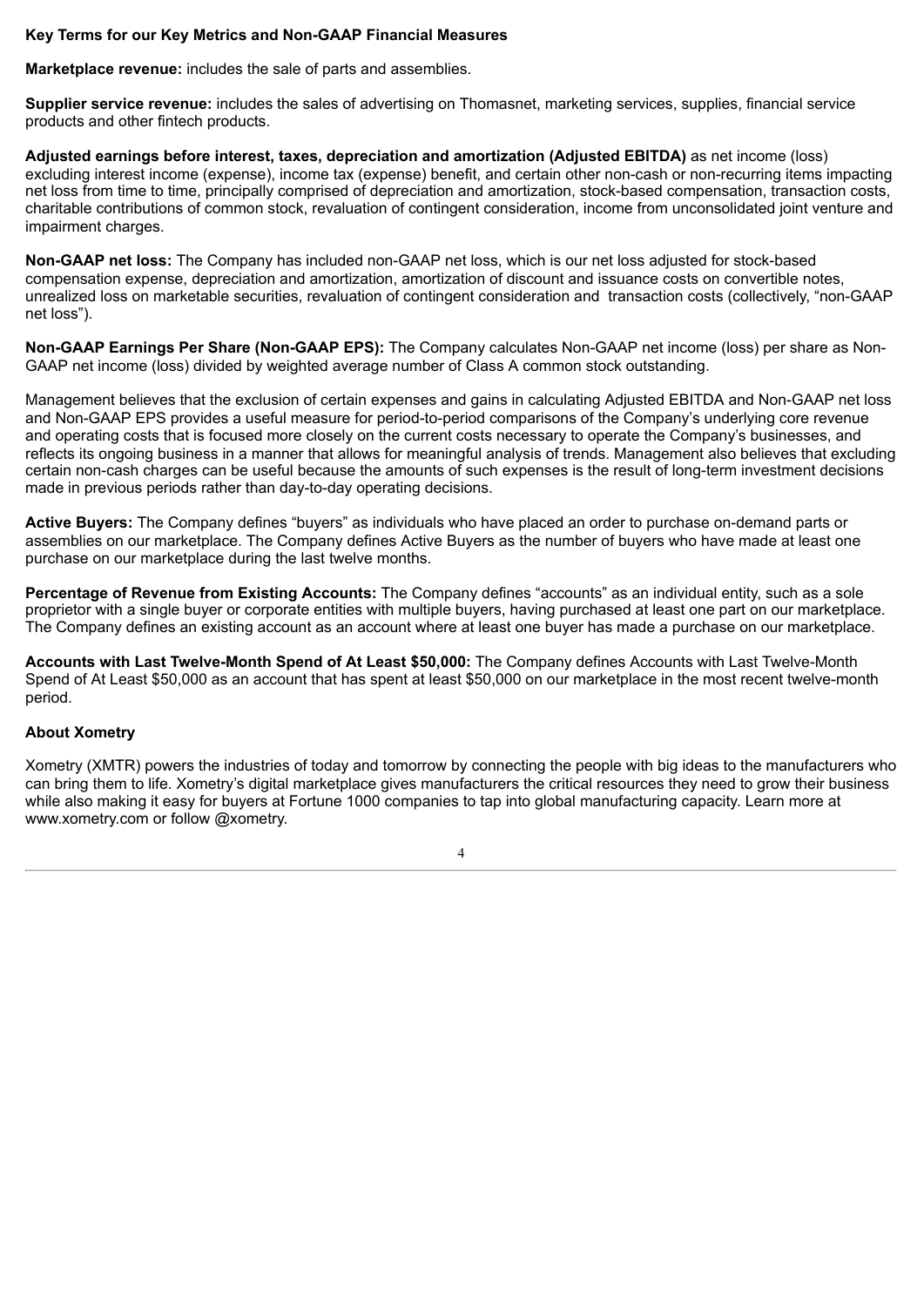### Key Terms for our Key Metrics and Non-GAAP Financial Measures

**Marketplace revenue:** includes the sale of parts and assemblies.

**Supplier service revenue:** includes the sales of advertising on Thomasnet, marketing services, supplies, financial service products and other fintech products.

**Adjusted earnings before interest, taxes, depreciation and amortization (Adjusted EBITDA)** as net income (loss) excluding interest income (expense), income tax (expense) benefit, and certain other non-cash or non-recurring items impacting net loss from time to time, principally comprised of depreciation and amortization, stock-based compensation, transaction costs, charitable contributions of common stock, revaluation of contingent consideration, income from unconsolidated joint venture and impairment charges.

**Non-GAAP net loss:** The Company has included non-GAAP net loss, which is our net loss adjusted for stock-based compensation expense, depreciation and amortization, amortization of discount and issuance costs on convertible notes, unrealized loss on marketable securities, revaluation of contingent consideration and transaction costs (collectively, "non-GAAP net loss").

**Non-GAAP Earnings Per Share (Non-GAAP EPS):** The Company calculates Non-GAAP net income (loss) per share as Non-GAAP net income (loss) divided by weighted average number of Class A common stock outstanding.

Management believes that the exclusion of certain expenses and gains in calculating Adjusted EBITDA and Non-GAAP net loss and Non-GAAP EPS provides a useful measure for period-to-period comparisons of the Company's underlying core revenue and operating costs that is focused more closely on the current costs necessary to operate the Company's businesses, and reflects its ongoing business in a manner that allows for meaningful analysis of trends. Management also believes that excluding certain non-cash charges can be useful because the amounts of such expenses is the result of long-term investment decisions made in previous periods rather than day-to-day operating decisions.

**Active Buyers:** The Company defines "buyers" as individuals who have placed an order to purchase on-demand parts or assemblies on our marketplace. The Company defines Active Buyers as the number of buyers who have made at least one purchase on our marketplace during the last twelve months.

**Percentage of Revenue from Existing Accounts:** The Company defines "accounts" as an individual entity, such as a sole proprietor with a single buyer or corporate entities with multiple buyers, having purchased at least one part on our marketplace. The Company defines an existing account as an account where at least one buyer has made a purchase on our marketplace.

**Accounts with Last Twelve-Month Spend of At Least $50,000:** The Company defines Accounts with Last Twelve-Month Spend of At Least $50,000 as an account that has spent at least $50,000 on our marketplace in the most recent twelve-month period.

### About Xometry

Xometry (XMTR) powers the industries of today and tomorrow by connecting the people with big ideas to the manufacturers who can bring them to life. Xometry's digital marketplace gives manufacturers the critical resources they need to grow their business while also making it easy for buyers at Fortune 1000 companies to tap into global manufacturing capacity. Learn more at www.xometry.com or follow @xometry.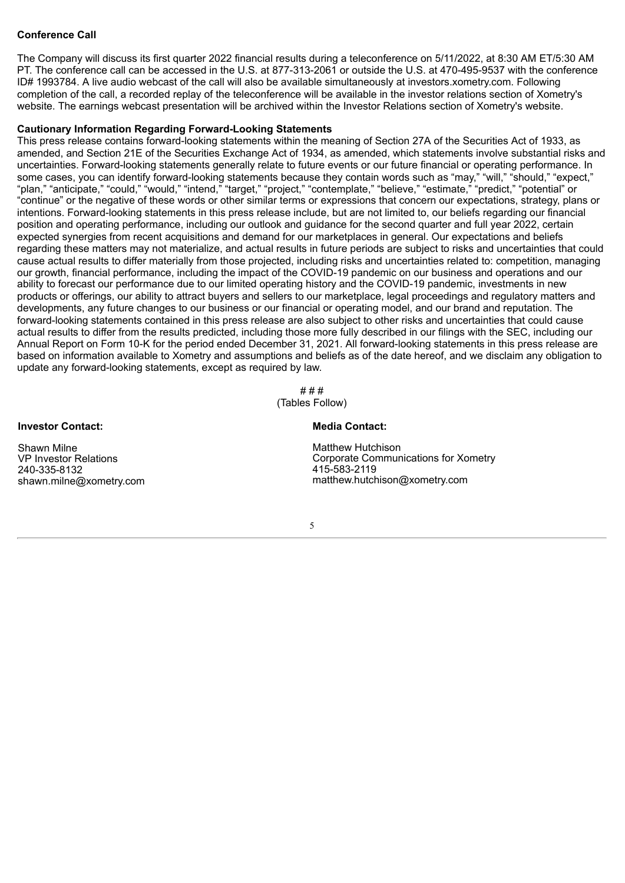**Conference Call**

The Company will discuss its first quarter 2022 financial results during a teleconference on 5/11/2022, at 8:30 AM ET/5:30 AM PT. The conference call can be accessed in the U.S. at 877-313-2061 or outside the U.S. at 470-495-9537 with the conference ID# 1993784. A live audio webcast of the call will also be available simultaneously at investors.xometry.com. Following completion of the call, a recorded replay of the teleconference will be available in the investor relations section of Xometry's website. The earnings webcast presentation will be archived within the Investor Relations section of Xometry's website.

**Cautionary Information Regarding Forward-Looking Statements**

This press release contains forward-looking statements within the meaning of Section 27A of the Securities Act of 1933, as amended, and Section 21E of the Securities Exchange Act of 1934, as amended, which statements involve substantial risks and uncertainties. Forward-looking statements generally relate to future events or our future financial or operating performance. In some cases, you can identify forward-looking statements because they contain words such as "may," "will," "should," "expect," "plan," "anticipate," "could," "would," "intend," "target," "project," "contemplate," "believe," "estimate," "predict," "potential" or "continue" or the negative of these words or other similar terms or expressions that concern our expectations, strategy, plans or intentions. Forward-looking statements in this press release include, but are not limited to, our beliefs regarding our financial position and operating performance, including our outlook and guidance for the second quarter and full year 2022, certain expected synergies from recent acquisitions and demand for our marketplaces in general. Our expectations and beliefs regarding these matters may not materialize, and actual results in future periods are subject to risks and uncertainties that could cause actual results to differ materially from those projected, including risks and uncertainties related to: competition, managing our growth, financial performance, including the impact of the COVID-19 pandemic on our business and operations and our ability to forecast our performance due to our limited operating history and the COVID-19 pandemic, investments in new products or offerings, our ability to attract buyers and sellers to our marketplace, legal proceedings and regulatory matters and developments, any future changes to our business or our financial or operating model, and our brand and reputation. The forward-looking statements contained in this press release are also subject to other risks and uncertainties that could cause actual results to differ from the results predicted, including those more fully described in our filings with the SEC, including our Annual Report on Form 10-K for the period ended December 31, 2021. All forward-looking statements in this press release are based on information available to Xometry and assumptions and beliefs as of the date hereof, and we disclaim any obligation to update any forward-looking statements, except as required by law.

# # #

(Tables Follow)

**Investor Contact:**

Shawn Milne
VP Investor Relations
240-335-8132
shawn.milne@xometry.com

**Media Contact:**

Matthew Hutchison
Corporate Communications for Xometry
415-583-2119
matthew.hutchison@xometry.com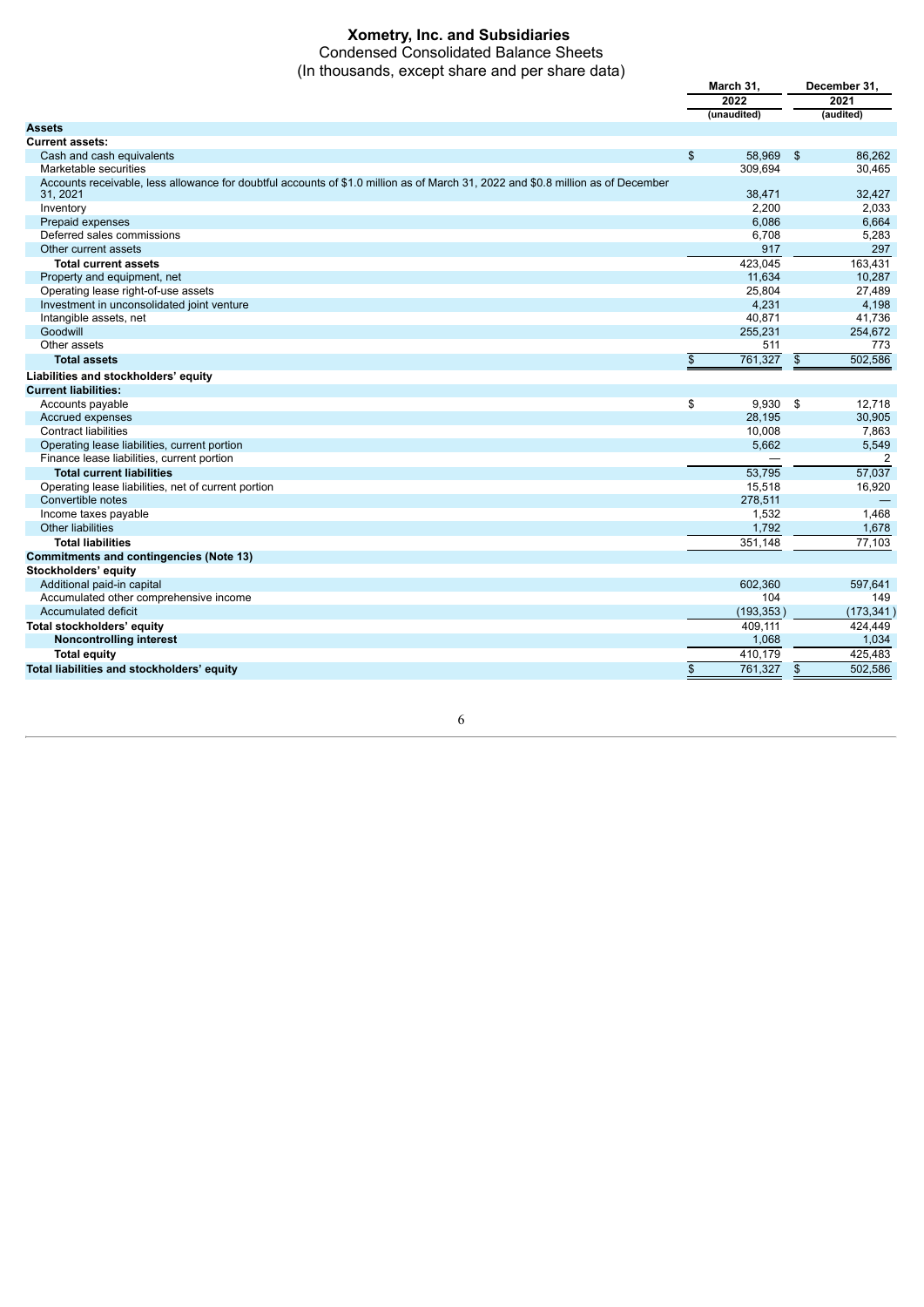# Xometry, Inc. and Subsidiaries

Condensed Consolidated Balance Sheets

(In thousands, except share and per share data)

| | March 31, 2022 (unaudited) | December 31, 2021 (audited) |
|---|---|---|
| **Assets** | | |
| **Current assets:** | | |
| Cash and cash equivalents | $ 58,969 | $ 86,262 |
| Marketable securities | 309,694 | 30,465 |
| Accounts receivable, less allowance for doubtful accounts of $1.0 million as of March 31, 2022 and $0.8 million as of December 31, 2021 | 38,471 | 32,427 |
| Inventory | 2,200 | 2,033 |
| Prepaid expenses | 6,086 | 6,664 |
| Deferred sales commissions | 6,708 | 5,283 |
| Other current assets | 917 | 297 |
| **Total current assets** | 423,045 | 163,431 |
| Property and equipment, net | 11,634 | 10,287 |
| Operating lease right-of-use assets | 25,804 | 27,489 |
| Investment in unconsolidated joint venture | 4,231 | 4,198 |
| Intangible assets, net | 40,871 | 41,736 |
| Goodwill | 255,231 | 254,672 |
| Other assets | 511 | 773 |
| **Total assets** | $ 761,327 | $ 502,586 |
| **Liabilities and stockholders' equity** | | |
| **Current liabilities:** | | |
| Accounts payable | $ 9,930 | $ 12,718 |
| Accrued expenses | 28,195 | 30,905 |
| Contract liabilities | 10,008 | 7,863 |
| Operating lease liabilities, current portion | 5,662 | 5,549 |
| Finance lease liabilities, current portion | — | 2 |
| **Total current liabilities** | 53,795 | 57,037 |
| Operating lease liabilities, net of current portion | 15,518 | 16,920 |
| Convertible notes | 278,511 | — |
| Income taxes payable | 1,532 | 1,468 |
| Other liabilities | 1,792 | 1,678 |
| **Total liabilities** | 351,148 | 77,103 |
| **Commitments and contingencies (Note 13)** | | |
| **Stockholders' equity** | | |
| Additional paid-in capital | 602,360 | 597,641 |
| Accumulated other comprehensive income | 104 | 149 |
| Accumulated deficit | (193,353) | (173,341) |
| **Total stockholders' equity** | 409,111 | 424,449 |
| **Noncontrolling interest** | 1,068 | 1,034 |
| **Total equity** | 410,179 | 425,483 |
| **Total liabilities and stockholders' equity** | $ 761,327 | $ 502,586 |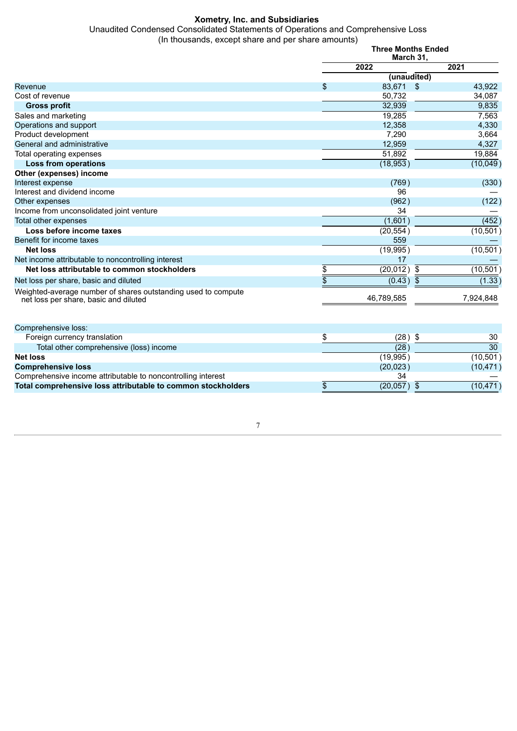**Xometry, Inc. and Subsidiaries**

Unaudited Condensed Consolidated Statements of Operations and Comprehensive Loss

(In thousands, except share and per share amounts)

| | Three Months Ended March 31, | |
|---|---|---|
| | 2022 | 2021 |
| | (unaudited) | |
| Revenue | $ 83,671 | $ 43,922 |
| Cost of revenue | 50,732 | 34,087 |
| **Gross profit** | 32,939 | 9,835 |
| Sales and marketing | 19,285 | 7,563 |
| Operations and support | 12,358 | 4,330 |
| Product development | 7,290 | 3,664 |
| General and administrative | 12,959 | 4,327 |
| Total operating expenses | 51,892 | 19,884 |
| **Loss from operations** | (18,953) | (10,049) |
| **Other (expenses) income** | | |
| Interest expense | (769) | (330) |
| Interest and dividend income | 96 | — |
| Other expenses | (962) | (122) |
| Income from unconsolidated joint venture | 34 | — |
| Total other expenses | (1,601) | (452) |
| **Loss before income taxes** | (20,554) | (10,501) |
| Benefit for income taxes | 559 | — |
| **Net loss** | (19,995) | (10,501) |
| Net income attributable to noncontrolling interest | 17 | — |
| **Net loss attributable to common stockholders** | $ (20,012) | $ (10,501) |
| Net loss per share, basic and diluted | $ (0.43) | $ (1.33) |
| Weighted-average number of shares outstanding used to compute net loss per share, basic and diluted | 46,789,585 | 7,924,848 |
| | | |
| Comprehensive loss: | | |
| Foreign currency translation | $ (28) | $ 30 |
| Total other comprehensive (loss) income | (28) | 30 |
| **Net loss** | (19,995) | (10,501) |
| **Comprehensive loss** | (20,023) | (10,471) |
| Comprehensive income attributable to noncontrolling interest | 34 | — |
| **Total comprehensive loss attributable to common stockholders** | $ (20,057) | $ (10,471) |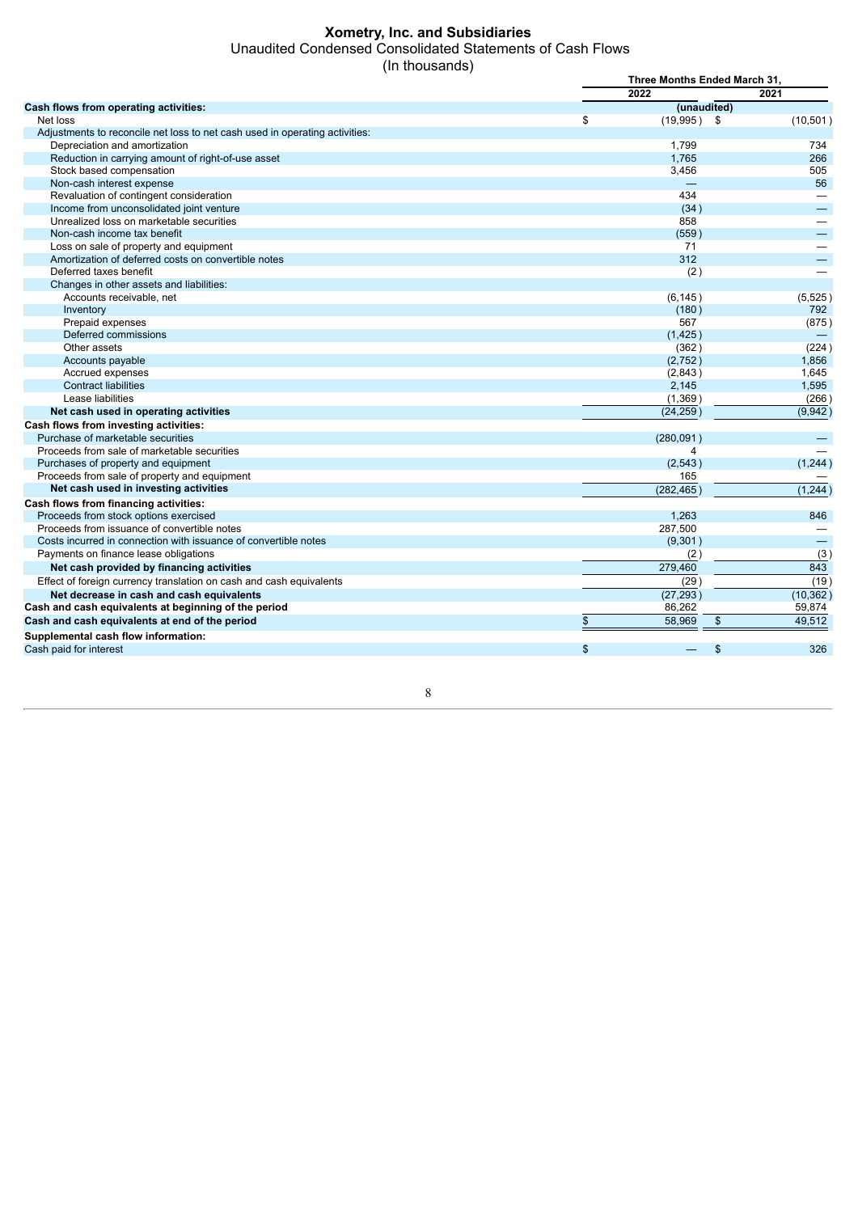# Xometry, Inc. and Subsidiaries

Unaudited Condensed Consolidated Statements of Cash Flows

(In thousands)

| | Three Months Ended March 31, | |
|---|---|---|
| | 2022 | 2021 |
| **Cash flows from operating activities:** | (unaudited) | |
| Net loss | $ (19,995) | $ (10,501) |
| Adjustments to reconcile net loss to net cash used in operating activities: | | |
| Depreciation and amortization | 1,799 | 734 |
| Reduction in carrying amount of right-of-use asset | 1,765 | 266 |
| Stock based compensation | 3,456 | 505 |
| Non-cash interest expense | — | 56 |
| Revaluation of contingent consideration | 434 | — |
| Income from unconsolidated joint venture | (34) | — |
| Unrealized loss on marketable securities | 858 | — |
| Non-cash income tax benefit | (559) | — |
| Loss on sale of property and equipment | 71 | — |
| Amortization of deferred costs on convertible notes | 312 | — |
| Deferred taxes benefit | (2) | — |
| Changes in other assets and liabilities: | | |
| Accounts receivable, net | (6,145) | (5,525) |
| Inventory | (180) | 792 |
| Prepaid expenses | 567 | (875) |
| Deferred commissions | (1,425) | — |
| Other assets | (362) | (224) |
| Accounts payable | (2,752) | 1,856 |
| Accrued expenses | (2,843) | 1,645 |
| Contract liabilities | 2,145 | 1,595 |
| Lease liabilities | (1,369) | (266) |
| **Net cash used in operating activities** | (24,259) | (9,942) |
| **Cash flows from investing activities:** | | |
| Purchase of marketable securities | (280,091) | — |
| Proceeds from sale of marketable securities | 4 | — |
| Purchases of property and equipment | (2,543) | (1,244) |
| Proceeds from sale of property and equipment | 165 | — |
| **Net cash used in investing activities** | (282,465) | (1,244) |
| **Cash flows from financing activities:** | | |
| Proceeds from stock options exercised | 1,263 | 846 |
| Proceeds from issuance of convertible notes | 287,500 | — |
| Costs incurred in connection with issuance of convertible notes | (9,301) | — |
| Payments on finance lease obligations | (2) | (3) |
| **Net cash provided by financing activities** | 279,460 | 843 |
| Effect of foreign currency translation on cash and cash equivalents | (29) | (19) |
| **Net decrease in cash and cash equivalents** | (27,293) | (10,362) |
| **Cash and cash equivalents at beginning of the period** | 86,262 | 59,874 |
| **Cash and cash equivalents at end of the period** | $ 58,969 | $ 49,512 |
| **Supplemental cash flow information:** | | |
| Cash paid for interest | $ — | $ 326 |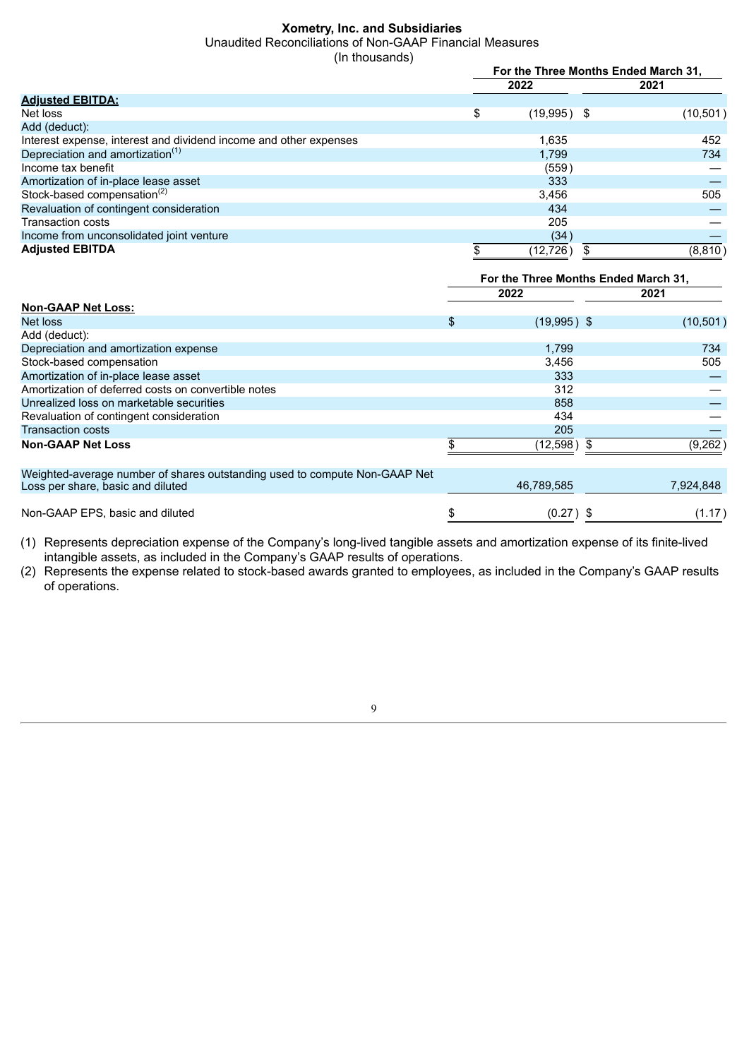**Xometry, Inc. and Subsidiaries**

Unaudited Reconciliations of Non-GAAP Financial Measures

(In thousands)

| | For the Three Months Ended March 31, | |
|---|---|---|
| | 2022 | 2021 |
| **Adjusted EBITDA:** | | |
| Net loss | $ (19,995) | $ (10,501) |
| Add (deduct): | | |
| Interest expense, interest and dividend income and other expenses | 1,635 | 452 |
| Depreciation and amortization[(1)] | 1,799 | 734 |
| Income tax benefit | (559) | — |
| Amortization of in-place lease asset | 333 | — |
| Stock-based compensation[(2)] | 3,456 | 505 |
| Revaluation of contingent consideration | 434 | — |
| Transaction costs | 205 | — |
| Income from unconsolidated joint venture | (34) | — |
| **Adjusted EBITDA** | $ (12,726) | $ (8,810) |

| | For the Three Months Ended March 31, | |
|---|---|---|
| | 2022 | 2021 |
| **Non-GAAP Net Loss:** | | |
| Net loss | $ (19,995) | $ (10,501) |
| Add (deduct): | | |
| Depreciation and amortization expense | 1,799 | 734 |
| Stock-based compensation | 3,456 | 505 |
| Amortization of in-place lease asset | 333 | — |
| Amortization of deferred costs on convertible notes | 312 | — |
| Unrealized loss on marketable securities | 858 | — |
| Revaluation of contingent consideration | 434 | — |
| Transaction costs | 205 | — |
| **Non-GAAP Net Loss** | $ (12,598) | $ (9,262) |
| Weighted-average number of shares outstanding used to compute Non-GAAP Net Loss per share, basic and diluted | 46,789,585 | 7,924,848 |
| Non-GAAP EPS, basic and diluted | $ (0.27) | $ (1.17) |

(1) Represents depreciation expense of the Company's long-lived tangible assets and amortization expense of its finite-lived intangible assets, as included in the Company's GAAP results of operations.

(2) Represents the expense related to stock-based awards granted to employees, as included in the Company's GAAP results of operations.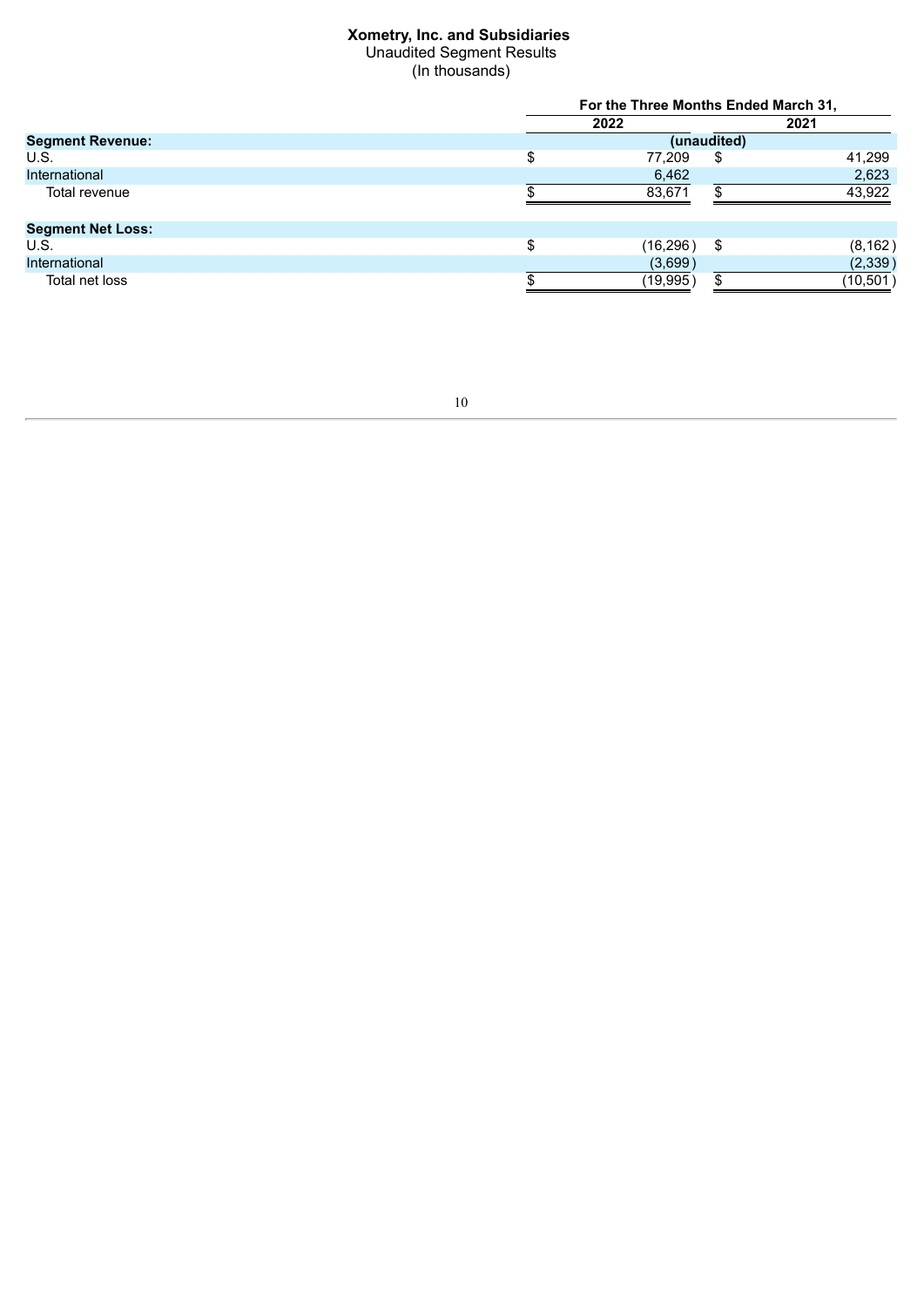**Xometry, Inc. and Subsidiaries**
Unaudited Segment Results
(In thousands)

| | For the Three Months Ended March 31, | |
|---|---|---|
| | 2022 | 2021 |
| **Segment Revenue:** | (unaudited) | |
| U.S. | $ 77,209 | $ 41,299 |
| International | 6,462 | 2,623 |
| Total revenue | $ 83,671 | $ 43,922 |
| | | |
| **Segment Net Loss:** | | |
| U.S. | $ (16,296) | $ (8,162) |
| International | (3,699) | (2,339) |
| Total net loss | $ (19,995) | $ (10,501) |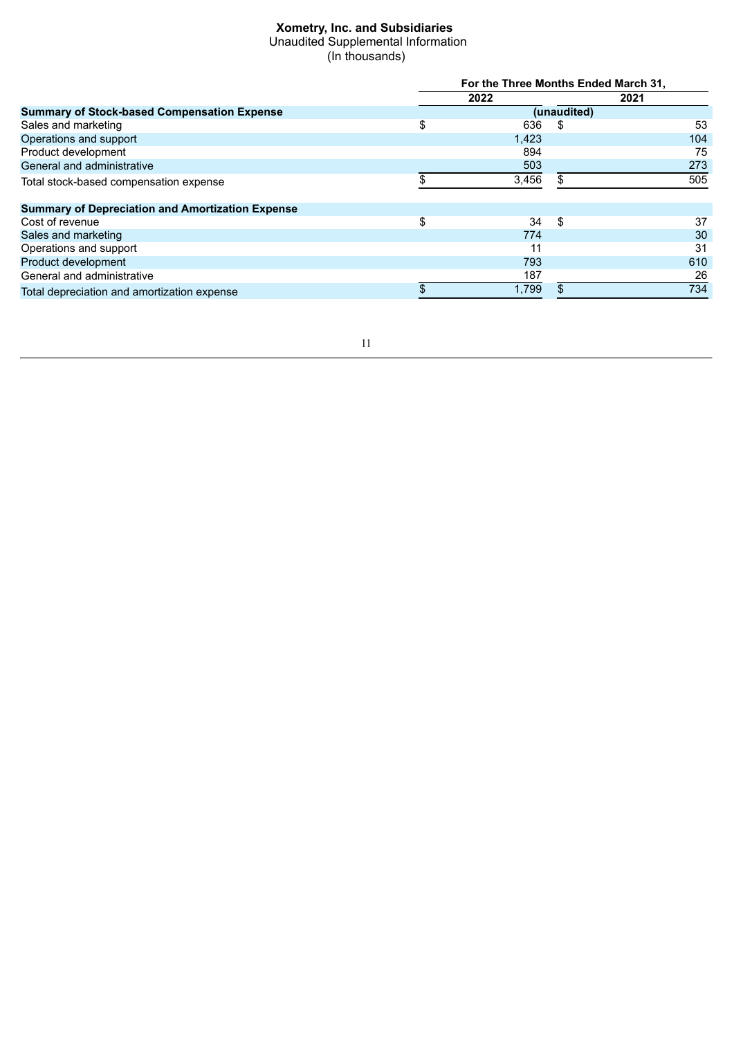**Xometry, Inc. and Subsidiaries**
Unaudited Supplemental Information
(In thousands)

| | For the Three Months Ended March 31, | |
|---|---|---|
| | 2022 | 2021 |
| **Summary of Stock-based Compensation Expense** | (unaudited) | |
| Sales and marketing | $ 636 | $ 53 |
| Operations and support | 1,423 | 104 |
| Product development | 894 | 75 |
| General and administrative | 503 | 273 |
| Total stock-based compensation expense | $ 3,456 | $ 505 |
| | | |
| **Summary of Depreciation and Amortization Expense** | | |
| Cost of revenue | $ 34 | $ 37 |
| Sales and marketing | 774 | 30 |
| Operations and support | 11 | 31 |
| Product development | 793 | 610 |
| General and administrative | 187 | 26 |
| Total depreciation and amortization expense | $ 1,799 | $ 734 |